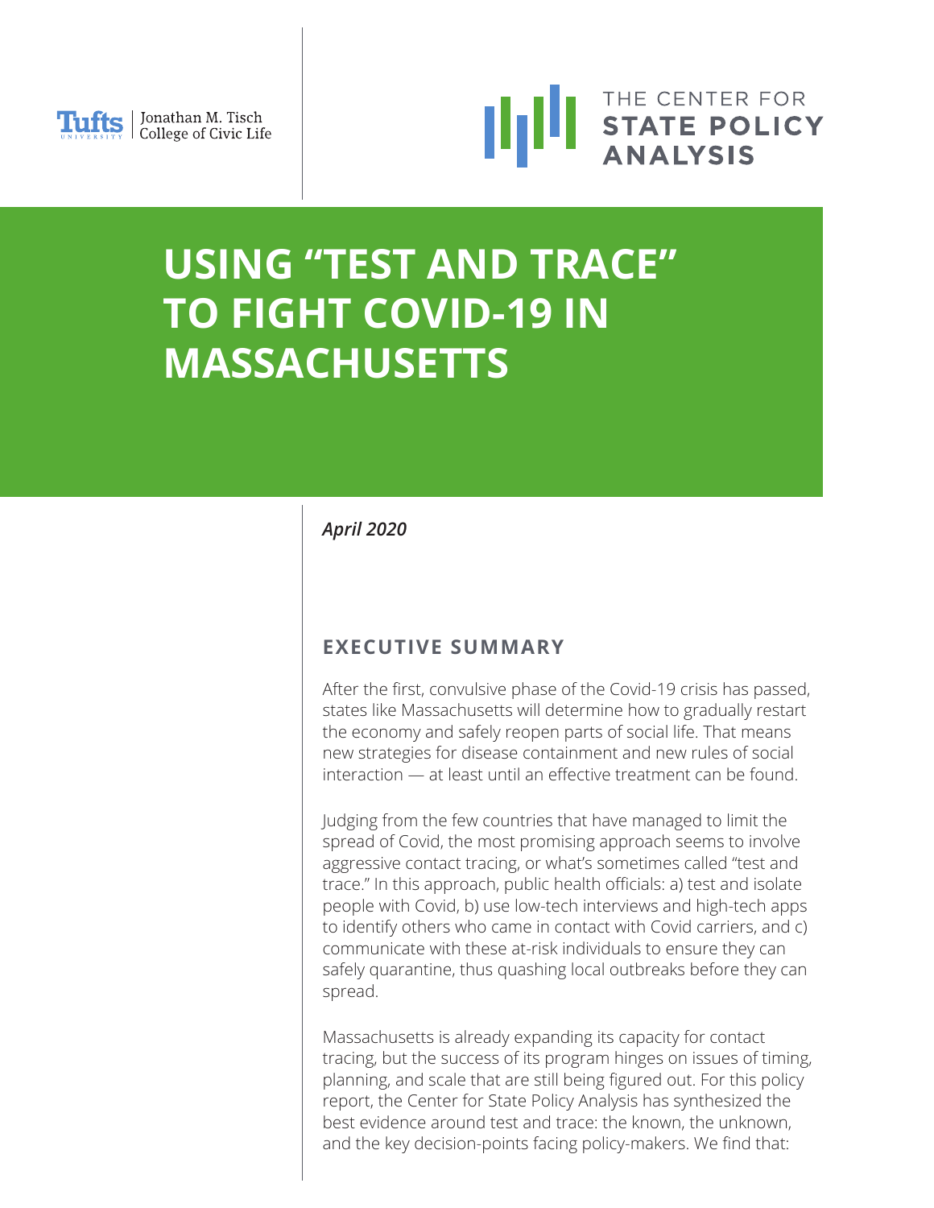Tufts | Jonathan M. Tisch College of Civic Life

THE CENTER FOR **STATE POLICY ANALYSIS**

# USING "TEST AND TRACE" TO FIGHT COVID-19 IN MASSACHUSETTS

***April 2020***

## EXECUTIVE SUMMARY

After the first, convulsive phase of the Covid-19 crisis has passed, states like Massachusetts will determine how to gradually restart the economy and safely reopen parts of social life. That means new strategies for disease containment and new rules of social interaction — at least until an effective treatment can be found.

Judging from the few countries that have managed to limit the spread of Covid, the most promising approach seems to involve aggressive contact tracing, or what's sometimes called "test and trace." In this approach, public health officials: a) test and isolate people with Covid, b) use low-tech interviews and high-tech apps to identify others who came in contact with Covid carriers, and c) communicate with these at-risk individuals to ensure they can safely quarantine, thus quashing local outbreaks before they can spread.

Massachusetts is already expanding its capacity for contact tracing, but the success of its program hinges on issues of timing, planning, and scale that are still being figured out. For this policy report, the Center for State Policy Analysis has synthesized the best evidence around test and trace: the known, the unknown, and the key decision-points facing policy-makers. We find that: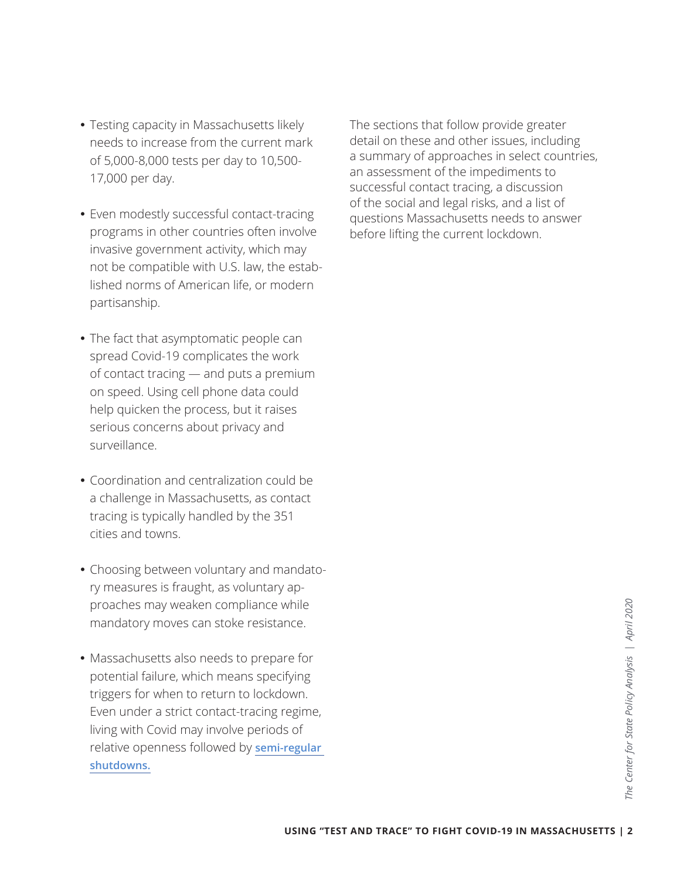- Testing capacity in Massachusetts likely needs to increase from the current mark of 5,000-8,000 tests per day to 10,500-17,000 per day.

- Even modestly successful contact-tracing programs in other countries often involve invasive government activity, which may not be compatible with U.S. law, the established norms of American life, or modern partisanship.

- The fact that asymptomatic people can spread Covid-19 complicates the work of contact tracing — and puts a premium on speed. Using cell phone data could help quicken the process, but it raises serious concerns about privacy and surveillance.

- Coordination and centralization could be a challenge in Massachusetts, as contact tracing is typically handled by the 351 cities and towns.

- Choosing between voluntary and mandatory measures is fraught, as voluntary approaches may weaken compliance while mandatory moves can stoke resistance.

- Massachusetts also needs to prepare for potential failure, which means specifying triggers for when to return to lockdown. Even under a strict contact-tracing regime, living with Covid may involve periods of relative openness followed by **semi-regular shutdowns.**

The sections that follow provide greater detail on these and other issues, including a summary of approaches in select countries, an assessment of the impediments to successful contact tracing, a discussion of the social and legal risks, and a list of questions Massachusetts needs to answer before lifting the current lockdown.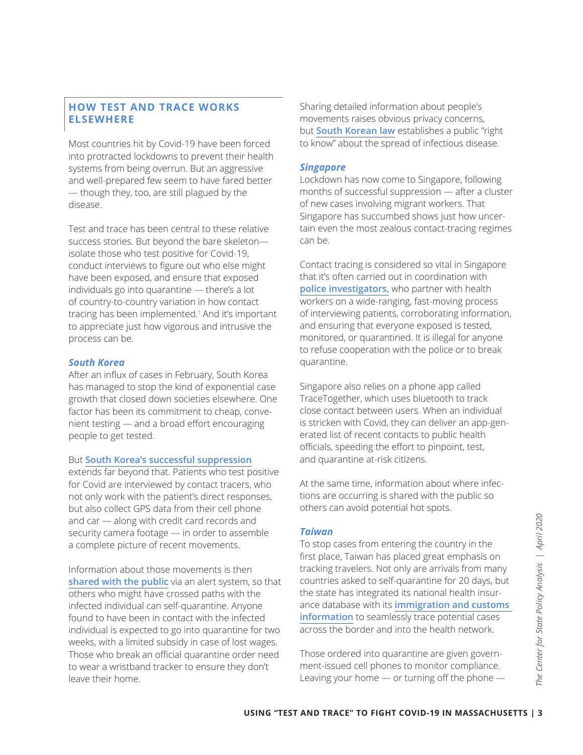## HOW TEST AND TRACE WORKS ELSEWHERE

Most countries hit by Covid-19 have been forced into protracted lockdowns to prevent their health systems from being overrun. But an aggressive and well-prepared few seem to have fared better — though they, too, are still plagued by the disease.

Test and trace has been central to these relative success stories. But beyond the bare skeleton—isolate those who test positive for Covid-19, conduct interviews to figure out who else might have been exposed, and ensure that exposed individuals go into quarantine — there's a lot of country-to-country variation in how contact tracing has been implemented.[1] And it's important to appreciate just how vigorous and intrusive the process can be.

### *South Korea*

After an influx of cases in February, South Korea has managed to stop the kind of exponential case growth that closed down societies elsewhere. One factor has been its commitment to cheap, convenient testing — and a broad effort encouraging people to get tested.

But **South Korea's successful suppression** extends far beyond that. Patients who test positive for Covid are interviewed by contact tracers, who not only work with the patient's direct responses, but also collect GPS data from their cell phone and car — along with credit card records and security camera footage — in order to assemble a complete picture of recent movements.

Information about those movements is then **shared with the public** via an alert system, so that others who might have crossed paths with the infected individual can self-quarantine. Anyone found to have been in contact with the infected individual is expected to go into quarantine for two weeks, with a limited subsidy in case of lost wages. Those who break an official quarantine order need to wear a wristband tracker to ensure they don't leave their home.

Sharing detailed information about people's movements raises obvious privacy concerns, but **South Korean law** establishes a public "right to know" about the spread of infectious disease.

### *Singapore*

Lockdown has now come to Singapore, following months of successful suppression — after a cluster of new cases involving migrant workers. That Singapore has succumbed shows just how uncertain even the most zealous contact-tracing regimes can be.

Contact tracing is considered so vital in Singapore that it's often carried out in coordination with **police investigators,** who partner with health workers on a wide-ranging, fast-moving process of interviewing patients, corroborating information, and ensuring that everyone exposed is tested, monitored, or quarantined. It is illegal for anyone to refuse cooperation with the police or to break quarantine.

Singapore also relies on a phone app called TraceTogether, which uses bluetooth to track close contact between users. When an individual is stricken with Covid, they can deliver an app-generated list of recent contacts to public health officials, speeding the effort to pinpoint, test, and quarantine at-risk citizens.

At the same time, information about where infections are occurring is shared with the public so others can avoid potential hot spots.

### *Taiwan*

To stop cases from entering the country in the first place, Taiwan has placed great emphasis on tracking travelers. Not only are arrivals from many countries asked to self-quarantine for 20 days, but the state has integrated its national health insurance database with its **immigration and customs information** to seamlessly trace potential cases across the border and into the health network.

Those ordered into quarantine are given government-issued cell phones to monitor compliance. Leaving your home — or turning off the phone —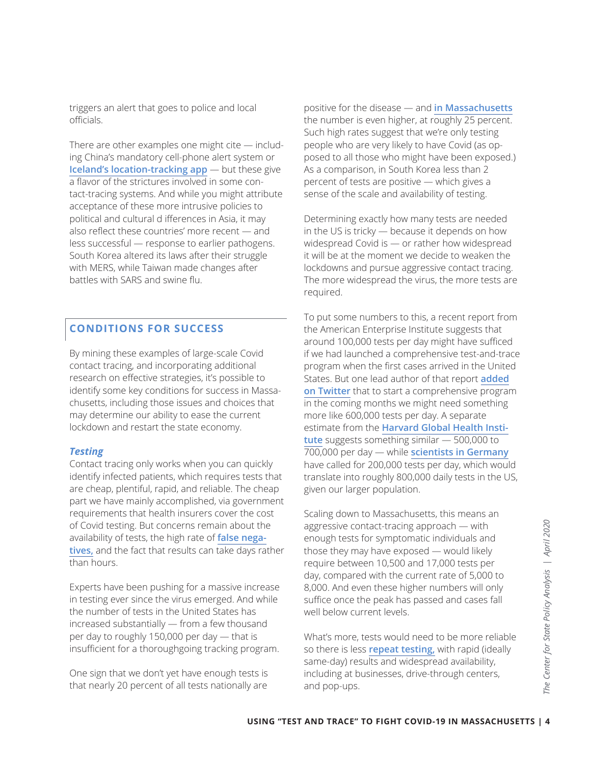triggers an alert that goes to police and local officials.

There are other examples one might cite — including China's mandatory cell-phone alert system or Iceland's location-tracking app — but these give a flavor of the strictures involved in some contact-tracing systems. And while you might attribute acceptance of these more intrusive policies to political and cultural d ifferences in Asia, it may also reflect these countries' more recent — and less successful — response to earlier pathogens. South Korea altered its laws after their struggle with MERS, while Taiwan made changes after battles with SARS and swine flu.

## CONDITIONS FOR SUCCESS

By mining these examples of large-scale Covid contact tracing, and incorporating additional research on effective strategies, it's possible to identify some key conditions for success in Massachusetts, including those issues and choices that may determine our ability to ease the current lockdown and restart the state economy.

### *Testing*

Contact tracing only works when you can quickly identify infected patients, which requires tests that are cheap, plentiful, rapid, and reliable. The cheap part we have mainly accomplished, via government requirements that health insurers cover the cost of Covid testing. But concerns remain about the availability of tests, the high rate of false negatives, and the fact that results can take days rather than hours.

Experts have been pushing for a massive increase in testing ever since the virus emerged. And while the number of tests in the United States has increased substantially — from a few thousand per day to roughly 150,000 per day — that is insufficient for a thoroughgoing tracking program.

One sign that we don't yet have enough tests is that nearly 20 percent of all tests nationally are positive for the disease — and in Massachusetts the number is even higher, at roughly 25 percent. Such high rates suggest that we're only testing people who are very likely to have Covid (as opposed to all those who might have been exposed.) As a comparison, in South Korea less than 2 percent of tests are positive — which gives a sense of the scale and availability of testing.

Determining exactly how many tests are needed in the US is tricky — because it depends on how widespread Covid is — or rather how widespread it will be at the moment we decide to weaken the lockdowns and pursue aggressive contact tracing. The more widespread the virus, the more tests are required.

To put some numbers to this, a recent report from the American Enterprise Institute suggests that around 100,000 tests per day might have sufficed if we had launched a comprehensive test-and-trace program when the first cases arrived in the United States. But one lead author of that report added on Twitter that to start a comprehensive program in the coming months we might need something more like 600,000 tests per day. A separate estimate from the Harvard Global Health Institute suggests something similar — 500,000 to 700,000 per day — while scientists in Germany have called for 200,000 tests per day, which would translate into roughly 800,000 daily tests in the US, given our larger population.

Scaling down to Massachusetts, this means an aggressive contact-tracing approach — with enough tests for symptomatic individuals and those they may have exposed — would likely require between 10,500 and 17,000 tests per day, compared with the current rate of 5,000 to 8,000. And even these higher numbers will only suffice once the peak has passed and cases fall well below current levels.

What's more, tests would need to be more reliable so there is less repeat testing, with rapid (ideally same-day) results and widespread availability, including at businesses, drive-through centers, and pop-ups.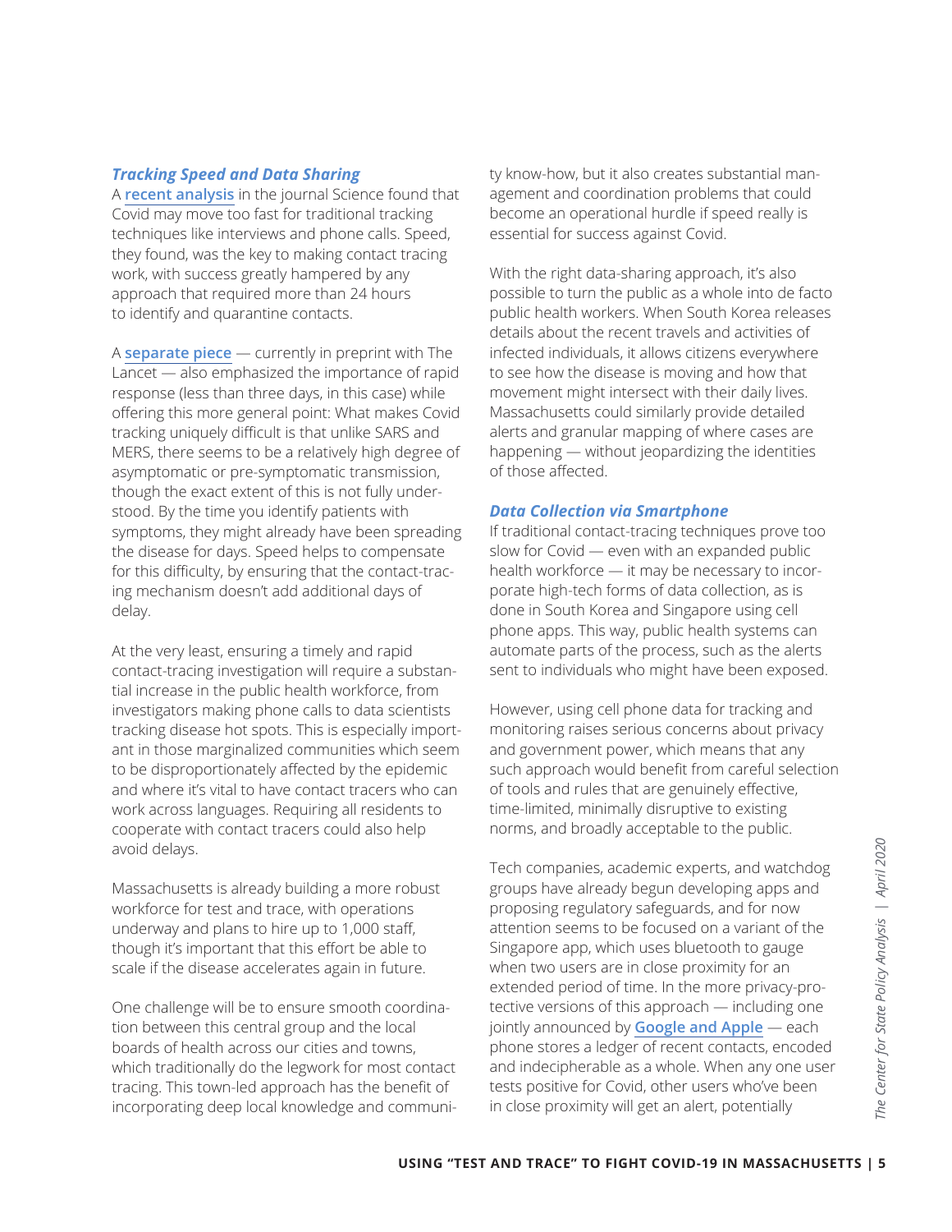### *Tracking Speed and Data Sharing*

A **recent analysis** in the journal Science found that Covid may move too fast for traditional tracking techniques like interviews and phone calls. Speed, they found, was the key to making contact tracing work, with success greatly hampered by any approach that required more than 24 hours to identify and quarantine contacts.

A **separate piece** — currently in preprint with The Lancet — also emphasized the importance of rapid response (less than three days, in this case) while offering this more general point: What makes Covid tracking uniquely difficult is that unlike SARS and MERS, there seems to be a relatively high degree of asymptomatic or pre-symptomatic transmission, though the exact extent of this is not fully understood. By the time you identify patients with symptoms, they might already have been spreading the disease for days. Speed helps to compensate for this difficulty, by ensuring that the contact-tracing mechanism doesn't add additional days of delay.

At the very least, ensuring a timely and rapid contact-tracing investigation will require a substantial increase in the public health workforce, from investigators making phone calls to data scientists tracking disease hot spots. This is especially important in those marginalized communities which seem to be disproportionately affected by the epidemic and where it's vital to have contact tracers who can work across languages. Requiring all residents to cooperate with contact tracers could also help avoid delays.

Massachusetts is already building a more robust workforce for test and trace, with operations underway and plans to hire up to 1,000 staff, though it's important that this effort be able to scale if the disease accelerates again in future.

One challenge will be to ensure smooth coordination between this central group and the local boards of health across our cities and towns, which traditionally do the legwork for most contact tracing. This town-led approach has the benefit of incorporating deep local knowledge and community know-how, but it also creates substantial management and coordination problems that could become an operational hurdle if speed really is essential for success against Covid.

With the right data-sharing approach, it's also possible to turn the public as a whole into de facto public health workers. When South Korea releases details about the recent travels and activities of infected individuals, it allows citizens everywhere to see how the disease is moving and how that movement might intersect with their daily lives. Massachusetts could similarly provide detailed alerts and granular mapping of where cases are happening — without jeopardizing the identities of those affected.

### *Data Collection via Smartphone*

If traditional contact-tracing techniques prove too slow for Covid — even with an expanded public health workforce — it may be necessary to incorporate high-tech forms of data collection, as is done in South Korea and Singapore using cell phone apps. This way, public health systems can automate parts of the process, such as the alerts sent to individuals who might have been exposed.

However, using cell phone data for tracking and monitoring raises serious concerns about privacy and government power, which means that any such approach would benefit from careful selection of tools and rules that are genuinely effective, time-limited, minimally disruptive to existing norms, and broadly acceptable to the public.

Tech companies, academic experts, and watchdog groups have already begun developing apps and proposing regulatory safeguards, and for now attention seems to be focused on a variant of the Singapore app, which uses bluetooth to gauge when two users are in close proximity for an extended period of time. In the more privacy-protective versions of this approach — including one jointly announced by **Google and Apple** — each phone stores a ledger of recent contacts, encoded and indecipherable as a whole. When any one user tests positive for Covid, other users who've been in close proximity will get an alert, potentially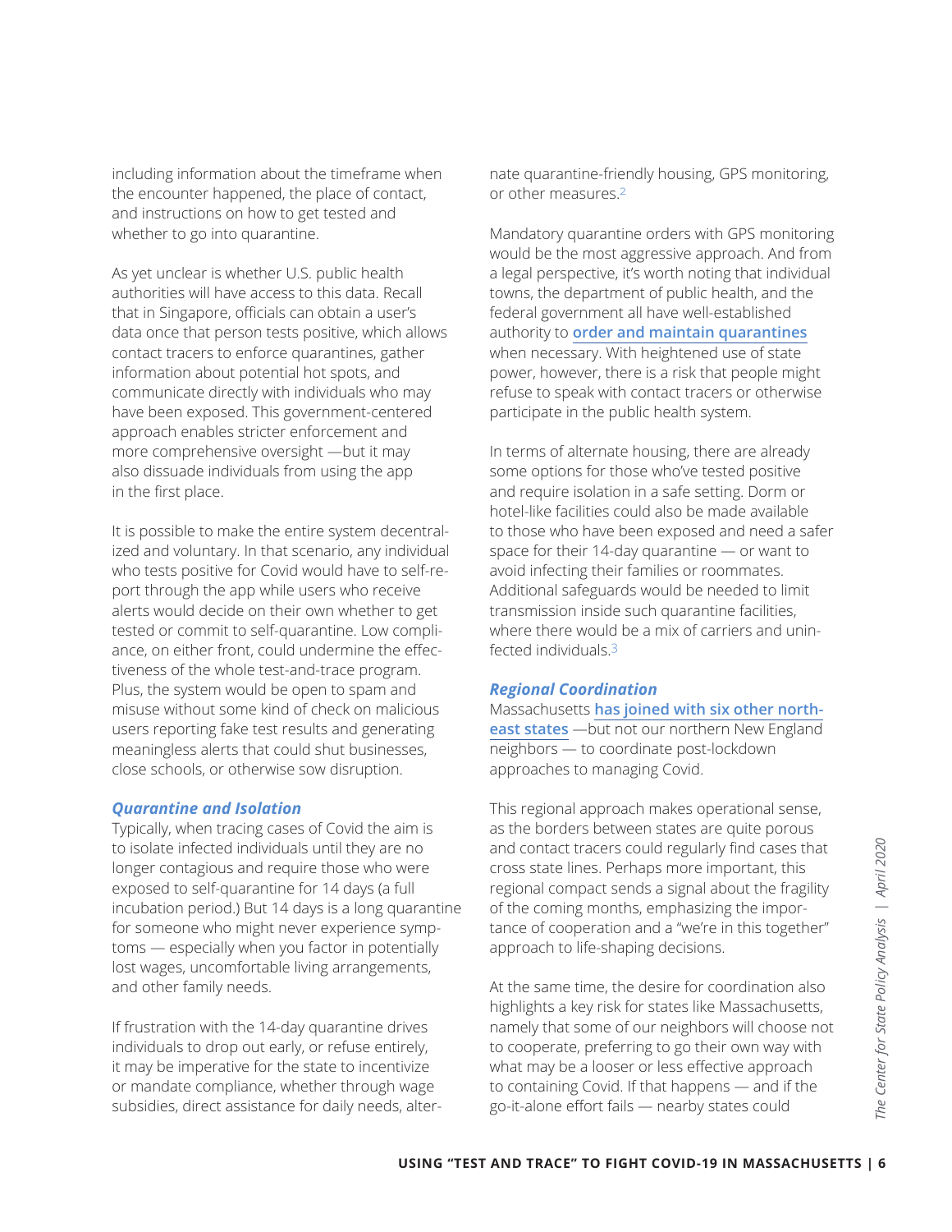including information about the timeframe when the encounter happened, the place of contact, and instructions on how to get tested and whether to go into quarantine.

As yet unclear is whether U.S. public health authorities will have access to this data. Recall that in Singapore, officials can obtain a user's data once that person tests positive, which allows contact tracers to enforce quarantines, gather information about potential hot spots, and communicate directly with individuals who may have been exposed. This government-centered approach enables stricter enforcement and more comprehensive oversight —but it may also dissuade individuals from using the app in the first place.

It is possible to make the entire system decentralized and voluntary. In that scenario, any individual who tests positive for Covid would have to self-report through the app while users who receive alerts would decide on their own whether to get tested or commit to self-quarantine. Low compliance, on either front, could undermine the effectiveness of the whole test-and-trace program. Plus, the system would be open to spam and misuse without some kind of check on malicious users reporting fake test results and generating meaningless alerts that could shut businesses, close schools, or otherwise sow disruption.

### *Quarantine and Isolation*

Typically, when tracing cases of Covid the aim is to isolate infected individuals until they are no longer contagious and require those who were exposed to self-quarantine for 14 days (a full incubation period.) But 14 days is a long quarantine for someone who might never experience symptoms — especially when you factor in potentially lost wages, uncomfortable living arrangements, and other family needs.

If frustration with the 14-day quarantine drives individuals to drop out early, or refuse entirely, it may be imperative for the state to incentivize or mandate compliance, whether through wage subsidies, direct assistance for daily needs, alternate quarantine-friendly housing, GPS monitoring, or other measures.[2]

Mandatory quarantine orders with GPS monitoring would be the most aggressive approach. And from a legal perspective, it's worth noting that individual towns, the department of public health, and the federal government all have well-established authority to **order and maintain quarantines** when necessary. With heightened use of state power, however, there is a risk that people might refuse to speak with contact tracers or otherwise participate in the public health system.

In terms of alternate housing, there are already some options for those who've tested positive and require isolation in a safe setting. Dorm or hotel-like facilities could also be made available to those who have been exposed and need a safer space for their 14-day quarantine — or want to avoid infecting their families or roommates. Additional safeguards would be needed to limit transmission inside such quarantine facilities, where there would be a mix of carriers and uninfected individuals.[3]

### *Regional Coordination*

Massachusetts **has joined with six other northeast states** —but not our northern New England neighbors — to coordinate post-lockdown approaches to managing Covid.

This regional approach makes operational sense, as the borders between states are quite porous and contact tracers could regularly find cases that cross state lines. Perhaps more important, this regional compact sends a signal about the fragility of the coming months, emphasizing the importance of cooperation and a "we're in this together" approach to life-shaping decisions.

At the same time, the desire for coordination also highlights a key risk for states like Massachusetts, namely that some of our neighbors will choose not to cooperate, preferring to go their own way with what may be a looser or less effective approach to containing Covid. If that happens — and if the go-it-alone effort fails — nearby states could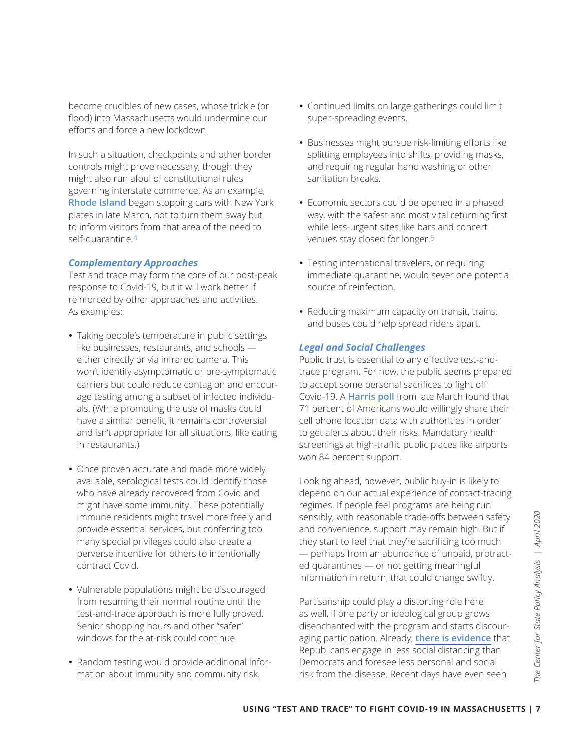become crucibles of new cases, whose trickle (or flood) into Massachusetts would undermine our efforts and force a new lockdown.

In such a situation, checkpoints and other border controls might prove necessary, though they might also run afoul of constitutional rules governing interstate commerce. As an example, Rhode Island began stopping cars with New York plates in late March, not to turn them away but to inform visitors from that area of the need to self-quarantine.[4]

### *Complementary Approaches*

Test and trace may form the core of our post-peak response to Covid-19, but it will work better if reinforced by other approaches and activities. As examples:

- Taking people's temperature in public settings like businesses, restaurants, and schools — either directly or via infrared camera. This won't identify asymptomatic or pre-symptomatic carriers but could reduce contagion and encourage testing among a subset of infected individuals. (While promoting the use of masks could have a similar benefit, it remains controversial and isn't appropriate for all situations, like eating in restaurants.)
- Once proven accurate and made more widely available, serological tests could identify those who have already recovered from Covid and might have some immunity. These potentially immune residents might travel more freely and provide essential services, but conferring too many special privileges could also create a perverse incentive for others to intentionally contract Covid.
- Vulnerable populations might be discouraged from resuming their normal routine until the test-and-trace approach is more fully proved. Senior shopping hours and other "safer" windows for the at-risk could continue.
- Random testing would provide additional information about immunity and community risk.
- Continued limits on large gatherings could limit super-spreading events.
- Businesses might pursue risk-limiting efforts like splitting employees into shifts, providing masks, and requiring regular hand washing or other sanitation breaks.
- Economic sectors could be opened in a phased way, with the safest and most vital returning first while less-urgent sites like bars and concert venues stay closed for longer.[5]
- Testing international travelers, or requiring immediate quarantine, would sever one potential source of reinfection.
- Reducing maximum capacity on transit, trains, and buses could help spread riders apart.

### *Legal and Social Challenges*

Public trust is essential to any effective test-and-trace program. For now, the public seems prepared to accept some personal sacrifices to fight off Covid-19. A Harris poll from late March found that 71 percent of Americans would willingly share their cell phone location data with authorities in order to get alerts about their risks. Mandatory health screenings at high-traffic public places like airports won 84 percent support.

Looking ahead, however, public buy-in is likely to depend on our actual experience of contact-tracing regimes. If people feel programs are being run sensibly, with reasonable trade-offs between safety and convenience, support may remain high. But if they start to feel that they're sacrificing too much — perhaps from an abundance of unpaid, protracted quarantines — or not getting meaningful information in return, that could change swiftly.

Partisanship could play a distorting role here as well, if one party or ideological group grows disenchanted with the program and starts discouraging participation. Already, there is evidence that Republicans engage in less social distancing than Democrats and foresee less personal and social risk from the disease. Recent days have even seen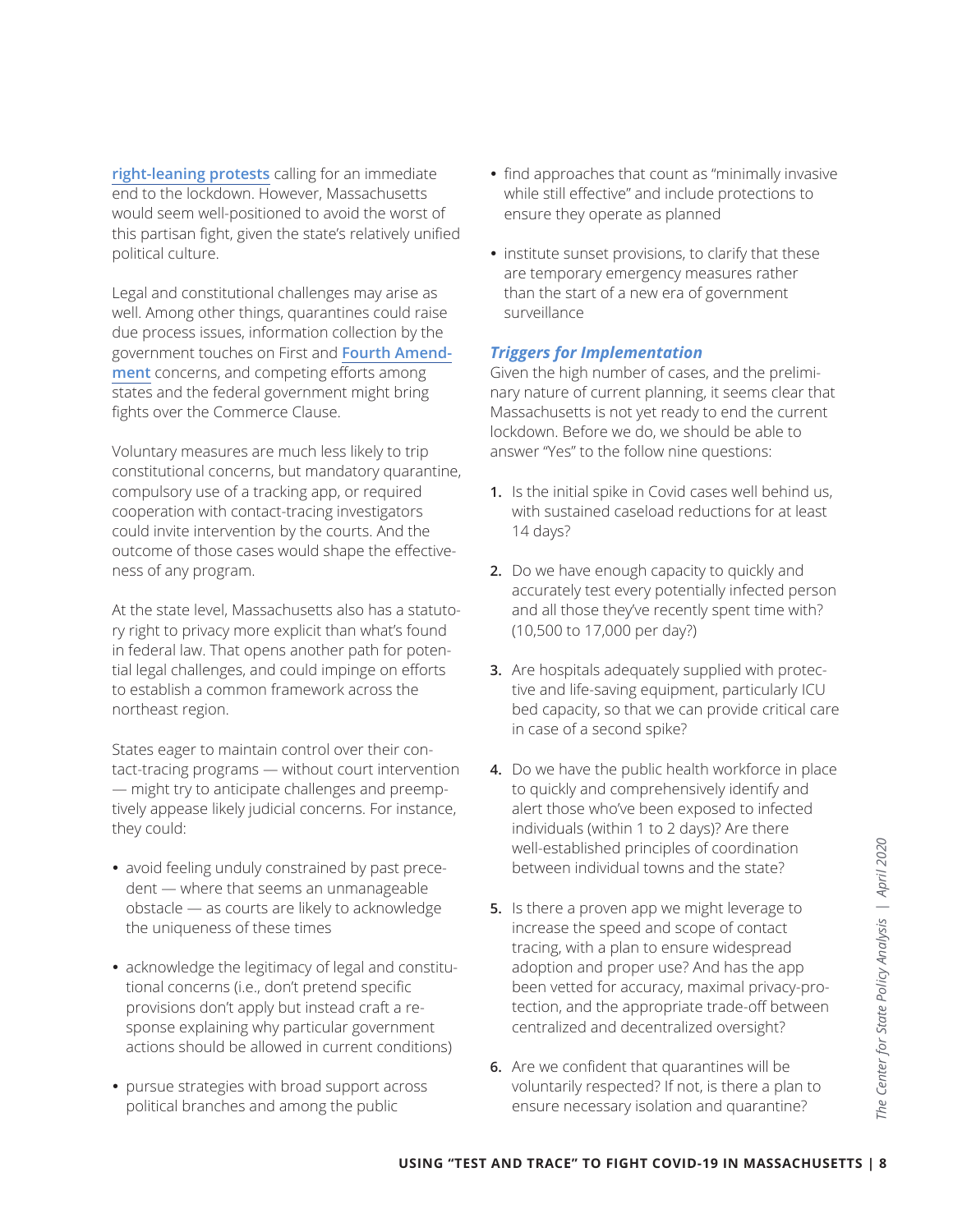right-leaning protests calling for an immediate end to the lockdown. However, Massachusetts would seem well-positioned to avoid the worst of this partisan fight, given the state's relatively unified political culture.

Legal and constitutional challenges may arise as well. Among other things, quarantines could raise due process issues, information collection by the government touches on First and Fourth Amendment concerns, and competing efforts among states and the federal government might bring fights over the Commerce Clause.

Voluntary measures are much less likely to trip constitutional concerns, but mandatory quarantine, compulsory use of a tracking app, or required cooperation with contact-tracing investigators could invite intervention by the courts. And the outcome of those cases would shape the effectiveness of any program.

At the state level, Massachusetts also has a statutory right to privacy more explicit than what's found in federal law. That opens another path for potential legal challenges, and could impinge on efforts to establish a common framework across the northeast region.

States eager to maintain control over their contact-tracing programs — without court intervention — might try to anticipate challenges and preemptively appease likely judicial concerns. For instance, they could:

- avoid feeling unduly constrained by past precedent — where that seems an unmanageable obstacle — as courts are likely to acknowledge the uniqueness of these times
- acknowledge the legitimacy of legal and constitutional concerns (i.e., don't pretend specific provisions don't apply but instead craft a response explaining why particular government actions should be allowed in current conditions)
- pursue strategies with broad support across political branches and among the public
- find approaches that count as "minimally invasive while still effective" and include protections to ensure they operate as planned
- institute sunset provisions, to clarify that these are temporary emergency measures rather than the start of a new era of government surveillance

### *Triggers for Implementation*

Given the high number of cases, and the preliminary nature of current planning, it seems clear that Massachusetts is not yet ready to end the current lockdown. Before we do, we should be able to answer "Yes" to the follow nine questions:

1. Is the initial spike in Covid cases well behind us, with sustained caseload reductions for at least 14 days?
2. Do we have enough capacity to quickly and accurately test every potentially infected person and all those they've recently spent time with? (10,500 to 17,000 per day?)
3. Are hospitals adequately supplied with protective and life-saving equipment, particularly ICU bed capacity, so that we can provide critical care in case of a second spike?
4. Do we have the public health workforce in place to quickly and comprehensively identify and alert those who've been exposed to infected individuals (within 1 to 2 days)? Are there well-established principles of coordination between individual towns and the state?
5. Is there a proven app we might leverage to increase the speed and scope of contact tracing, with a plan to ensure widespread adoption and proper use? And has the app been vetted for accuracy, maximal privacy-protection, and the appropriate trade-off between centralized and decentralized oversight?
6. Are we confident that quarantines will be voluntarily respected? If not, is there a plan to ensure necessary isolation and quarantine?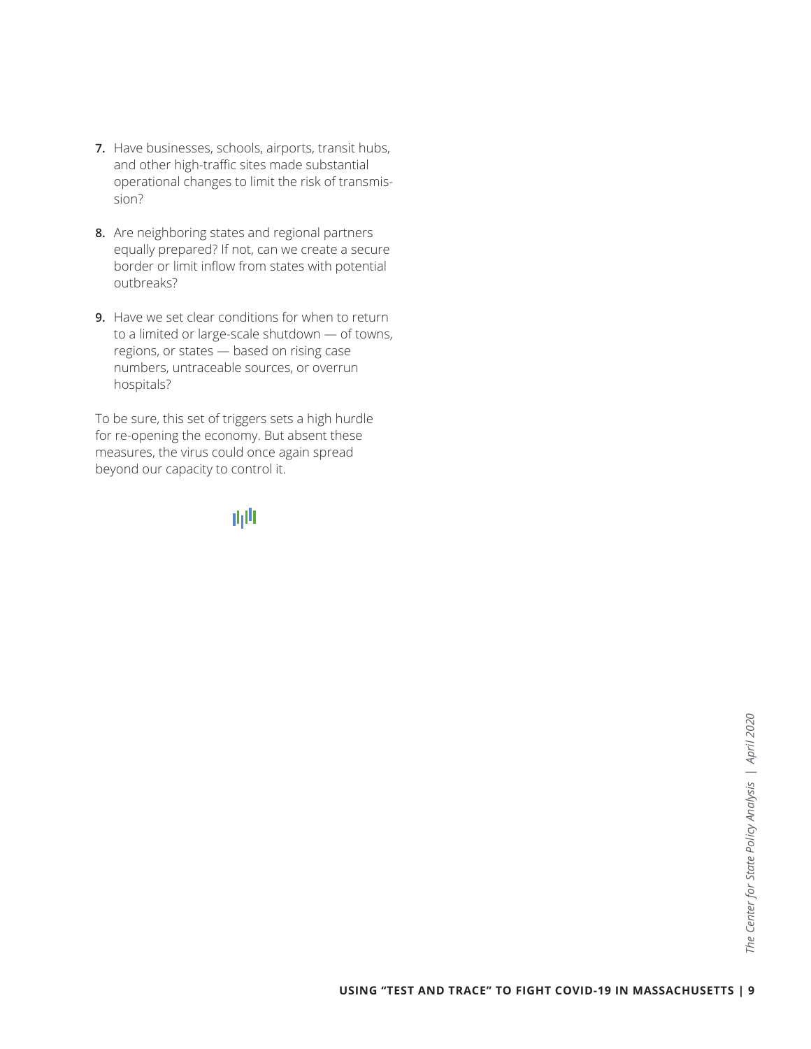7. Have businesses, schools, airports, transit hubs, and other high-traffic sites made substantial operational changes to limit the risk of transmission?

8. Are neighboring states and regional partners equally prepared? If not, can we create a secure border or limit inflow from states with potential outbreaks?

9. Have we set clear conditions for when to return to a limited or large-scale shutdown — of towns, regions, or states — based on rising case numbers, untraceable sources, or overrun hospitals?

To be sure, this set of triggers sets a high hurdle for re-opening the economy. But absent these measures, the virus could once again spread beyond our capacity to control it.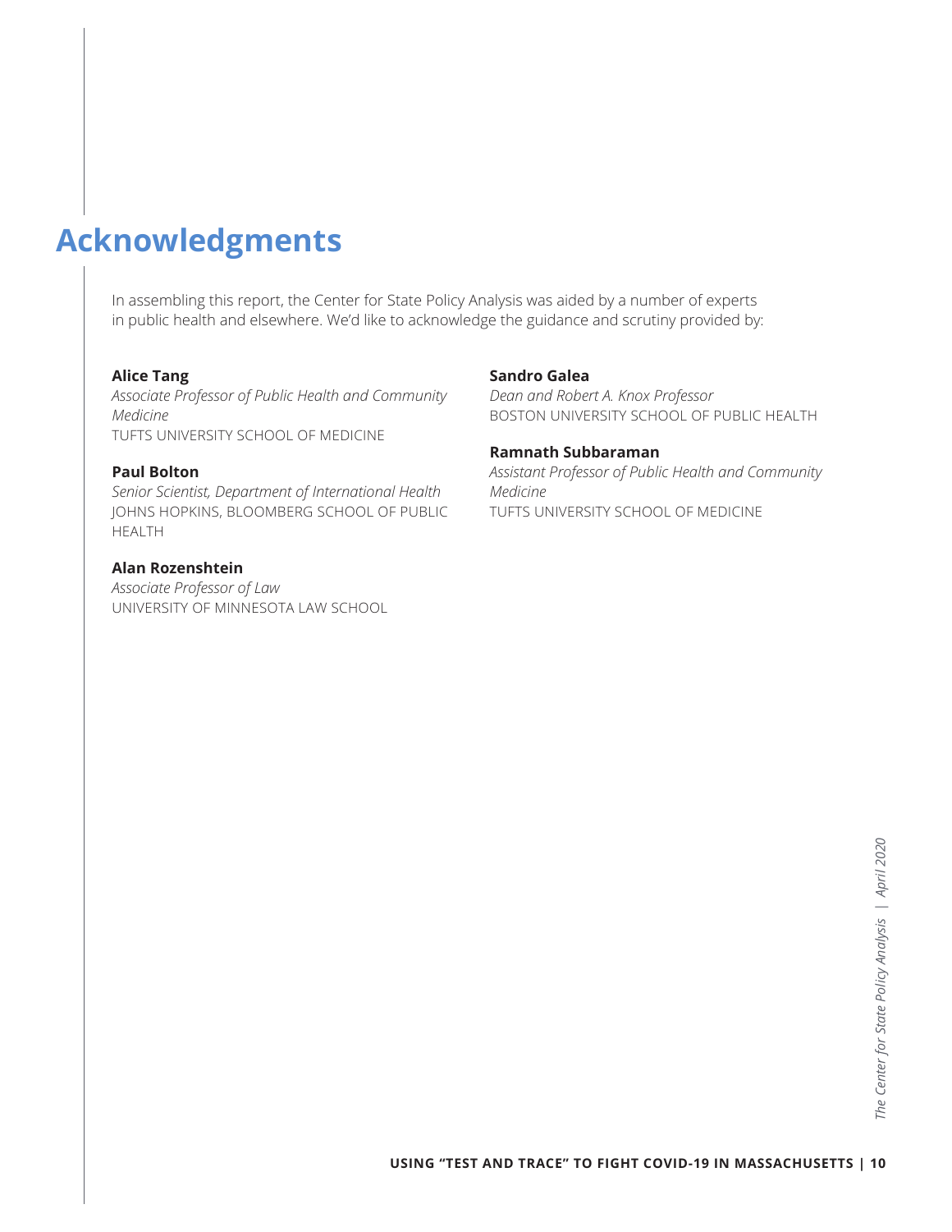# Acknowledgments

In assembling this report, the Center for State Policy Analysis was aided by a number of experts in public health and elsewhere. We'd like to acknowledge the guidance and scrutiny provided by:

**Alice Tang**
*Associate Professor of Public Health and Community Medicine*
TUFTS UNIVERSITY SCHOOL OF MEDICINE

**Paul Bolton**
*Senior Scientist, Department of International Health*
JOHNS HOPKINS, BLOOMBERG SCHOOL OF PUBLIC HEALTH

**Alan Rozenshtein**
*Associate Professor of Law*
UNIVERSITY OF MINNESOTA LAW SCHOOL

**Sandro Galea**
*Dean and Robert A. Knox Professor*
BOSTON UNIVERSITY SCHOOL OF PUBLIC HEALTH

**Ramnath Subbaraman**
*Assistant Professor of Public Health and Community Medicine*
TUFTS UNIVERSITY SCHOOL OF MEDICINE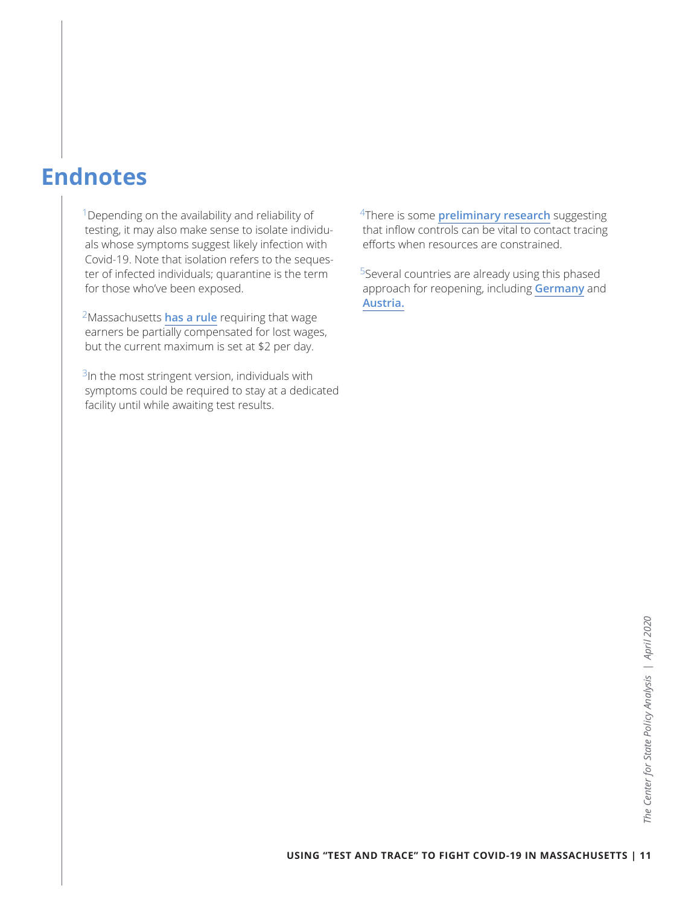# Endnotes

[1] Depending on the availability and reliability of testing, it may also make sense to isolate individuals whose symptoms suggest likely infection with Covid-19. Note that isolation refers to the sequester of infected individuals; quarantine is the term for those who've been exposed.

[2] Massachusetts **has a rule** requiring that wage earners be partially compensated for lost wages, but the current maximum is set at $2 per day.

[3] In the most stringent version, individuals with symptoms could be required to stay at a dedicated facility until while awaiting test results.

[4] There is some **preliminary research** suggesting that inflow controls can be vital to contact tracing efforts when resources are constrained.

[5] Several countries are already using this phased approach for reopening, including **Germany** and **Austria.**